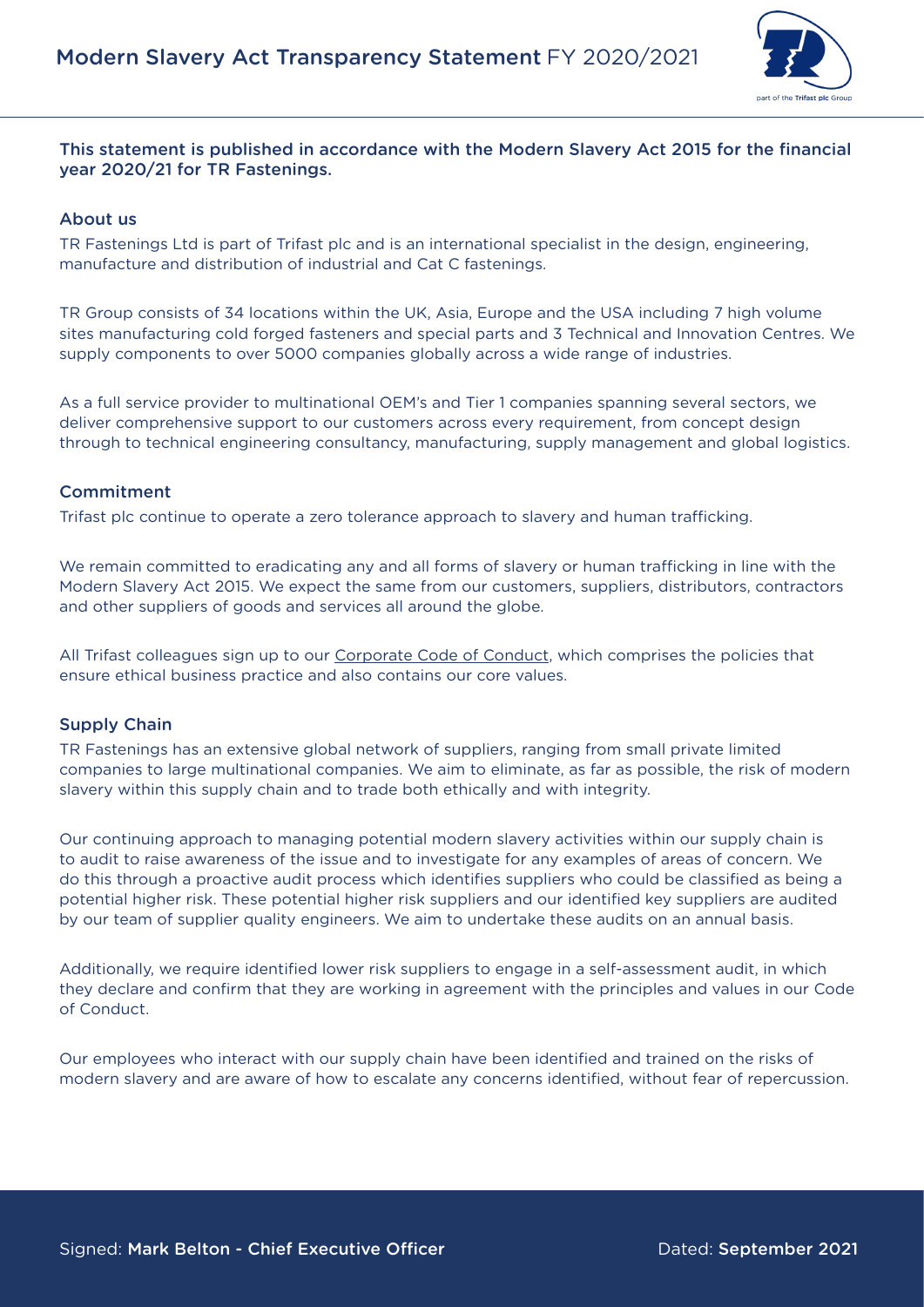# Modern Slavery Act Transparency Statement FY 2020/2021

part of the **Trifast plc** Group

This statement is published in accordance with the Modern Slavery Act 2015 for the financial year 2020/21 for TR Fastenings.

## About us

TR Fastenings Ltd is part of Trifast plc and is an international specialist in the design, engineering, manufacture and distribution of industrial and Cat C fastenings.

TR Group consists of 34 locations within the UK, Asia, Europe and the USA including 7 high volume sites manufacturing cold forged fasteners and special parts and 3 Technical and Innovation Centres. We supply components to over 5000 companies globally across a wide range of industries.

As a full service provider to multinational OEM's and Tier 1 companies spanning several sectors, we deliver comprehensive support to our customers across every requirement, from concept design through to technical engineering consultancy, manufacturing, supply management and global logistics.

## Commitment

Trifast plc continue to operate a zero tolerance approach to slavery and human trafficking.

We remain committed to eradicating any and all forms of slavery or human trafficking in line with the Modern Slavery Act 2015. We expect the same from our customers, suppliers, distributors, contractors and other suppliers of goods and services all around the globe.

All Trifast colleagues sign up to our Corporate Code of Conduct, which comprises the policies that ensure ethical business practice and also contains our core values.

## Supply Chain

TR Fastenings has an extensive global network of suppliers, ranging from small private limited companies to large multinational companies. We aim to eliminate, as far as possible, the risk of modern slavery within this supply chain and to trade both ethically and with integrity.

Our continuing approach to managing potential modern slavery activities within our supply chain is to audit to raise awareness of the issue and to investigate for any examples of areas of concern. We do this through a proactive audit process which identifies suppliers who could be classified as being a potential higher risk. These potential higher risk suppliers and our identified key suppliers are audited by our team of supplier quality engineers. We aim to undertake these audits on an annual basis.

Additionally, we require identified lower risk suppliers to engage in a self-assessment audit, in which they declare and confirm that they are working in agreement with the principles and values in our Code of Conduct.

Our employees who interact with our supply chain have been identified and trained on the risks of modern slavery and are aware of how to escalate any concerns identified, without fear of repercussion.

Signed: **Mark Belton - Chief Executive Officer** Dated: **September 2021**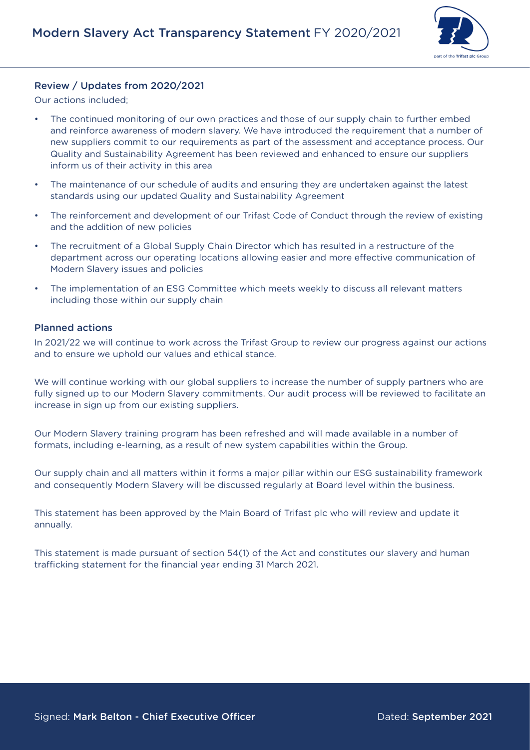## Review / Updates from 2020/2021

Our actions included;

- The continued monitoring of our own practices and those of our supply chain to further embed and reinforce awareness of modern slavery. We have introduced the requirement that a number of new suppliers commit to our requirements as part of the assessment and acceptance process. Our Quality and Sustainability Agreement has been reviewed and enhanced to ensure our suppliers inform us of their activity in this area
- The maintenance of our schedule of audits and ensuring they are undertaken against the latest standards using our updated Quality and Sustainability Agreement
- The reinforcement and development of our Trifast Code of Conduct through the review of existing and the addition of new policies
- The recruitment of a Global Supply Chain Director which has resulted in a restructure of the department across our operating locations allowing easier and more effective communication of Modern Slavery issues and policies
- The implementation of an ESG Committee which meets weekly to discuss all relevant matters including those within our supply chain

## Planned actions

In 2021/22 we will continue to work across the Trifast Group to review our progress against our actions and to ensure we uphold our values and ethical stance.

We will continue working with our global suppliers to increase the number of supply partners who are fully signed up to our Modern Slavery commitments. Our audit process will be reviewed to facilitate an increase in sign up from our existing suppliers.

Our Modern Slavery training program has been refreshed and will made available in a number of formats, including e-learning, as a result of new system capabilities within the Group.

Our supply chain and all matters within it forms a major pillar within our ESG sustainability framework and consequently Modern Slavery will be discussed regularly at Board level within the business.

This statement has been approved by the Main Board of Trifast plc who will review and update it annually.

This statement is made pursuant of section 54(1) of the Act and constitutes our slavery and human trafficking statement for the financial year ending 31 March 2021.

Signed: **Mark Belton - Chief Executive Officer**

Dated: **September 2021**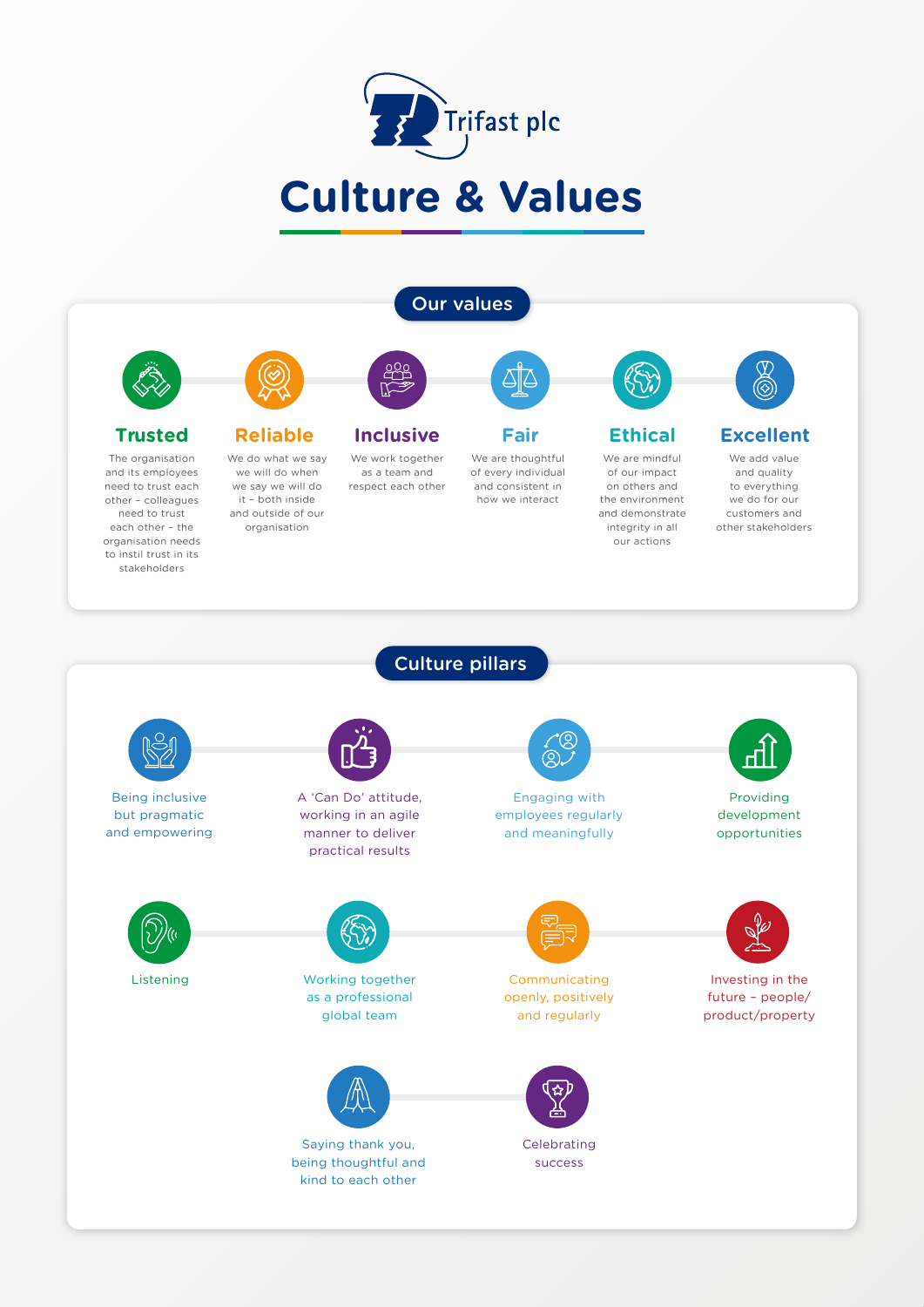Trifast plc

# Culture & Values

## Our values

### Trusted

The organisation and its employees need to trust each other – colleagues need to trust each other – the organisation needs to instil trust in its stakeholders

### Reliable

We do what we say we will do when we say we will do it – both inside and outside of our organisation

### Inclusive

We work together as a team and respect each other

### Fair

We are thoughtful of every individual and consistent in how we interact

### Ethical

We are mindful of our impact on others and the environment and demonstrate integrity in all our actions

### Excellent

We add value and quality to everything we do for our customers and other stakeholders

## Culture pillars

- Being inclusive but pragmatic and empowering
- A 'Can Do' attitude, working in an agile manner to deliver practical results
- Engaging with employees regularly and meaningfully
- Providing development opportunities
- Listening
- Working together as a professional global team
- Communicating openly, positively and regularly
- Investing in the future – people/product/property
- Saying thank you, being thoughtful and kind to each other
- Celebrating success